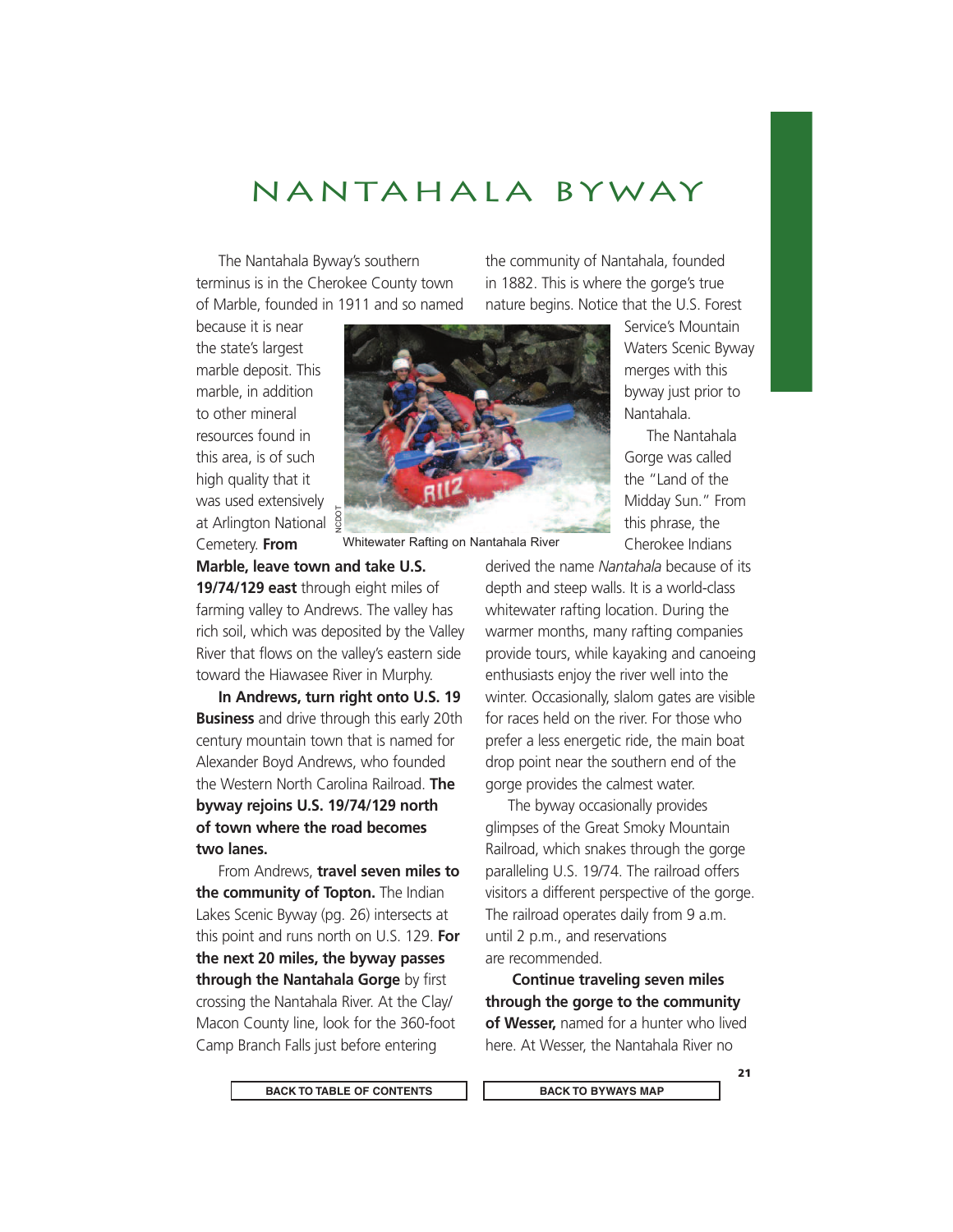# NANTAHALA BYWAY

The Nantahala Byway's southern terminus is in the Cherokee County town of Marble, founded in 1911 and so named because it is near the state's largest marble deposit. This marble, in addition to other mineral resources found in this area, is of such high quality that it was used extensively at Arlington National Cemetery. **From Marble, leave town and take U.S. 19/74/129 east** through eight miles of farming valley to Andrews. The valley has rich soil, which was deposited by the Valley River that flows on the valley's eastern side toward the Hiawasee River in Murphy.

Whitewater Rafting on Nantahala River

**In Andrews, turn right onto U.S. 19 Business** and drive through this early 20th century mountain town that is named for Alexander Boyd Andrews, who founded the Western North Carolina Railroad. **The byway rejoins U.S. 19/74/129 north of town where the road becomes two lanes.**

From Andrews, **travel seven miles to the community of Topton.** The Indian Lakes Scenic Byway (pg. 26) intersects at this point and runs north on U.S. 129. **For the next 20 miles, the byway passes through the Nantahala Gorge** by first crossing the Nantahala River. At the Clay/Macon County line, look for the 360-foot Camp Branch Falls just before entering the community of Nantahala, founded in 1882. This is where the gorge's true nature begins. Notice that the U.S. Forest Service's Mountain Waters Scenic Byway merges with this byway just prior to Nantahala.

The Nantahala Gorge was called the "Land of the Midday Sun." From this phrase, the Cherokee Indians derived the name *Nantahala* because of its depth and steep walls. It is a world-class whitewater rafting location. During the warmer months, many rafting companies provide tours, while kayaking and canoeing enthusiasts enjoy the river well into the winter. Occasionally, slalom gates are visible for races held on the river. For those who prefer a less energetic ride, the main boat drop point near the southern end of the gorge provides the calmest water.

The byway occasionally provides glimpses of the Great Smoky Mountain Railroad, which snakes through the gorge paralleling U.S. 19/74. The railroad offers visitors a different perspective of the gorge. The railroad operates daily from 9 a.m. until 2 p.m., and reservations are recommended.

**Continue traveling seven miles through the gorge to the community of Wesser,** named for a hunter who lived here. At Wesser, the Nantahala River no

BACK TO TABLE OF CONTENTS | BACK TO BYWAYS MAP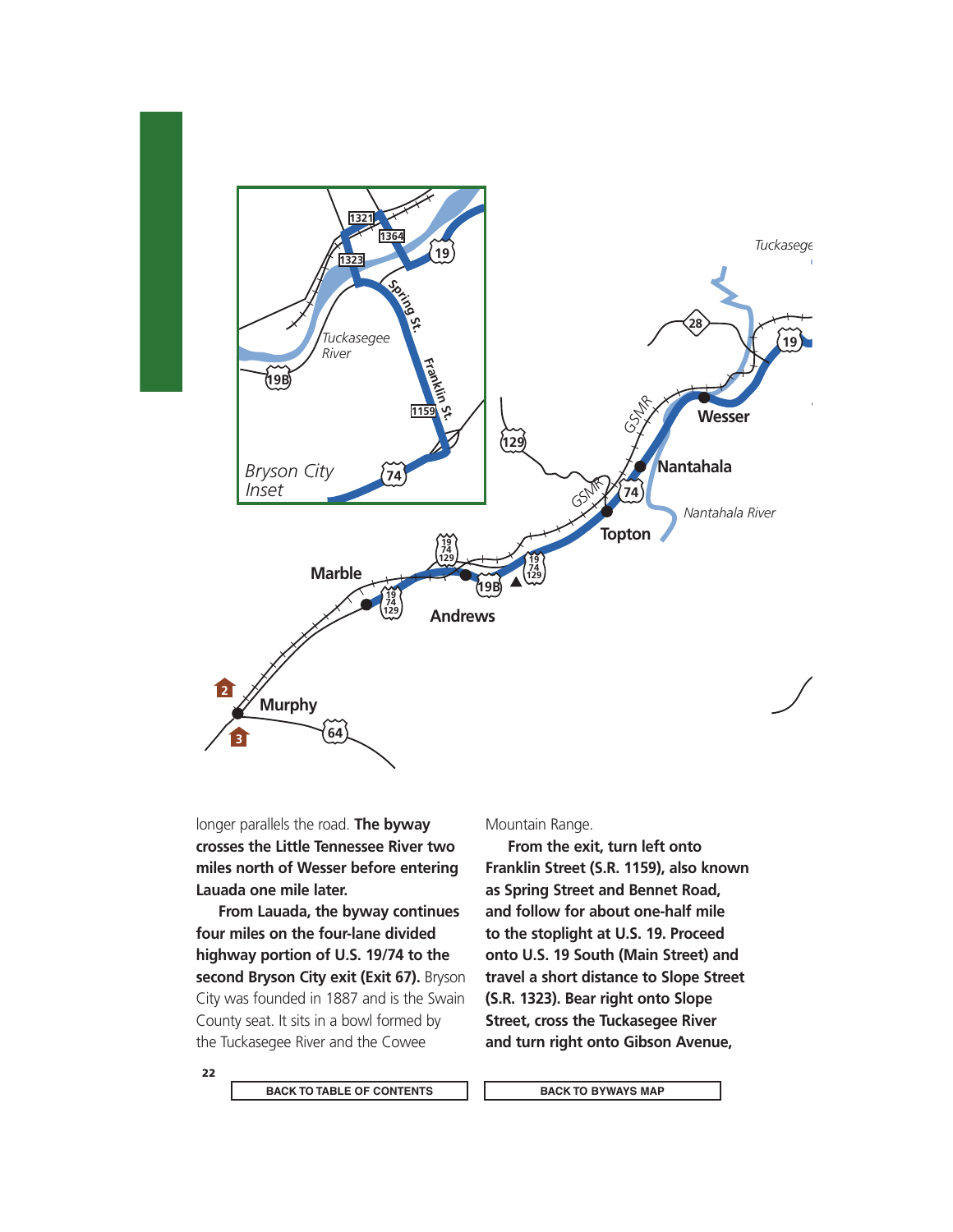longer parallels the road. **The byway crosses the Little Tennessee River two miles north of Wesser before entering Lauada one mile later.**

**From Lauada, the byway continues four miles on the four-lane divided highway portion of U.S. 19/74 to the second Bryson City exit (Exit 67).** Bryson City was founded in 1887 and is the Swain County seat. It sits in a bowl formed by the Tuckasegee River and the Cowee Mountain Range.

**From the exit, turn left onto Franklin Street (S.R. 1159), also known as Spring Street and Bennet Road, and follow for about one-half mile to the stoplight at U.S. 19. Proceed onto U.S. 19 South (Main Street) and travel a short distance to Slope Street (S.R. 1323). Bear right onto Slope Street, cross the Tuckasegee River and turn right onto Gibson Avenue,**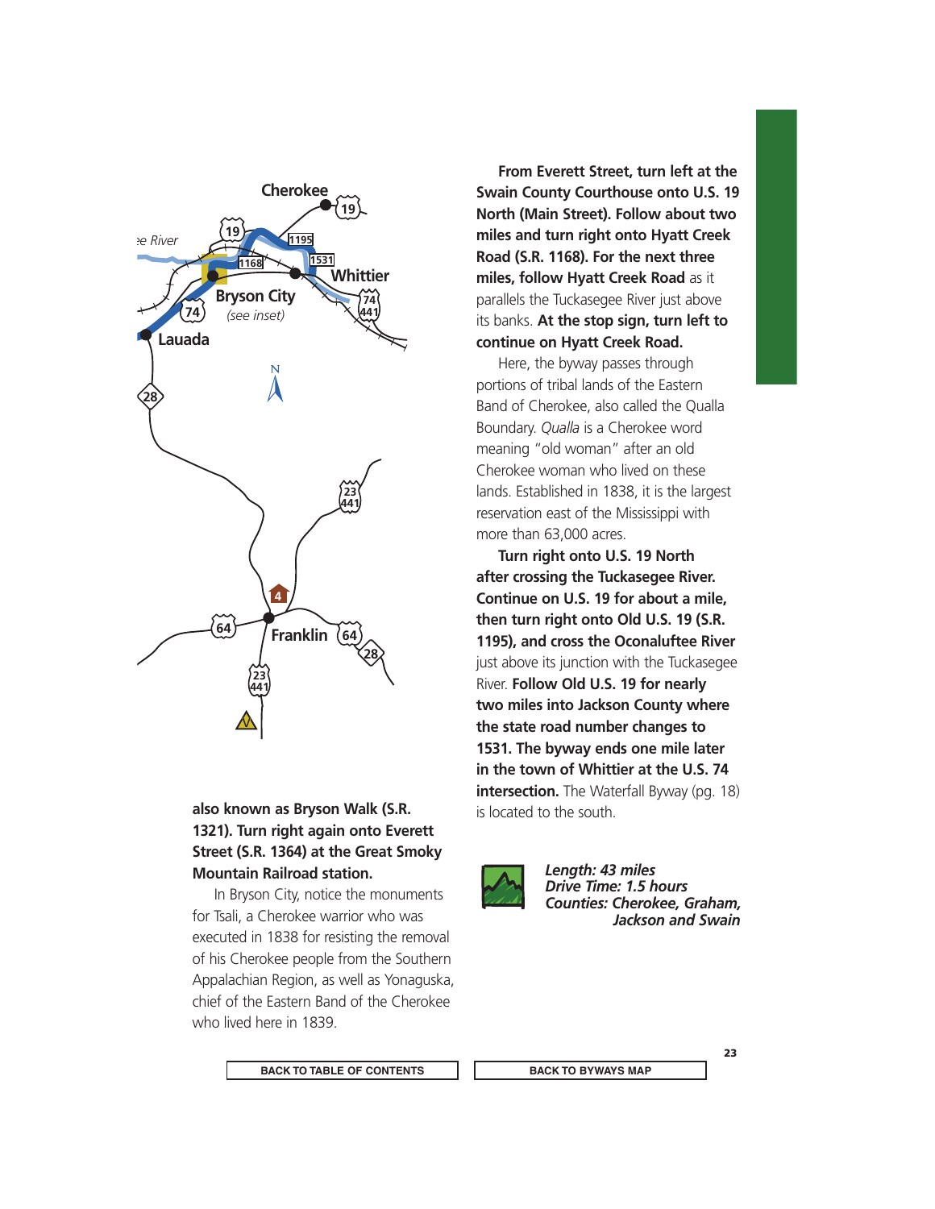Cherokee
19
ee River
19
1195
1168
1531
Whittier
Bryson City
(see inset)
74
74
441
Lauada
N
28
23
441
4
64
Franklin
64
28
23
441

**also known as Bryson Walk (S.R. 1321). Turn right again onto Everett Street (S.R. 1364) at the Great Smoky Mountain Railroad station.**

In Bryson City, notice the monuments for Tsali, a Cherokee warrior who was executed in 1838 for resisting the removal of his Cherokee people from the Southern Appalachian Region, as well as Yonaguska, chief of the Eastern Band of the Cherokee who lived here in 1839.

**From Everett Street, turn left at the Swain County Courthouse onto U.S. 19 North (Main Street). Follow about two miles and turn right onto Hyatt Creek Road (S.R. 1168). For the next three miles, follow Hyatt Creek Road** as it parallels the Tuckasegee River just above its banks. **At the stop sign, turn left to continue on Hyatt Creek Road.**

Here, the byway passes through portions of tribal lands of the Eastern Band of Cherokee, also called the Qualla Boundary. *Qualla* is a Cherokee word meaning "old woman" after an old Cherokee woman who lived on these lands. Established in 1838, it is the largest reservation east of the Mississippi with more than 63,000 acres.

**Turn right onto U.S. 19 North after crossing the Tuckasegee River. Continue on U.S. 19 for about a mile, then turn right onto Old U.S. 19 (S.R. 1195), and cross the Oconaluftee River** just above its junction with the Tuckasegee River. **Follow Old U.S. 19 for nearly two miles into Jackson County where the state road number changes to 1531. The byway ends one mile later in the town of Whittier at the U.S. 74 intersection.** The Waterfall Byway (pg. 18) is located to the south.

***Length: 43 miles***
***Drive Time: 1.5 hours***
***Counties: Cherokee, Graham, Jackson and Swain***

BACK TO TABLE OF CONTENTS | BACK TO BYWAYS MAP